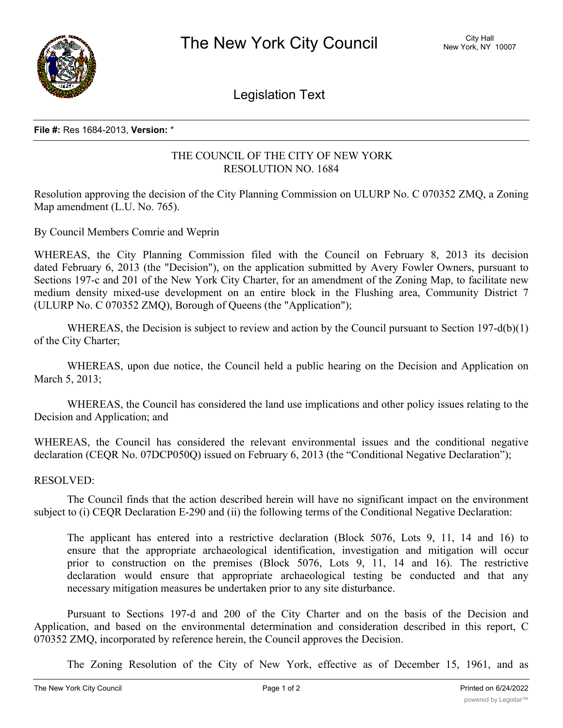**File #:** Res 1684-2013, **Version:** *

THE COUNCIL OF THE CITY OF NEW YORK
RESOLUTION NO. 1684

Resolution approving the decision of the City Planning Commission on ULURP No. C 070352 ZMQ, a Zoning Map amendment (L.U. No. 765).

By Council Members Comrie and Weprin

WHEREAS, the City Planning Commission filed with the Council on February 8, 2013 its decision dated February 6, 2013 (the "Decision"), on the application submitted by Avery Fowler Owners, pursuant to Sections 197-c and 201 of the New York City Charter, for an amendment of the Zoning Map, to facilitate new medium density mixed-use development on an entire block in the Flushing area, Community District 7 (ULURP No. C 070352 ZMQ), Borough of Queens (the "Application");

WHEREAS, the Decision is subject to review and action by the Council pursuant to Section 197-d(b)(1) of the City Charter;

WHEREAS, upon due notice, the Council held a public hearing on the Decision and Application on March 5, 2013;

WHEREAS, the Council has considered the land use implications and other policy issues relating to the Decision and Application; and

WHEREAS, the Council has considered the relevant environmental issues and the conditional negative declaration (CEQR No. 07DCP050Q) issued on February 6, 2013 (the "Conditional Negative Declaration");

RESOLVED:

The Council finds that the action described herein will have no significant impact on the environment subject to (i) CEQR Declaration E-290 and (ii) the following terms of the Conditional Negative Declaration:

> The applicant has entered into a restrictive declaration (Block 5076, Lots 9, 11, 14 and 16) to ensure that the appropriate archaeological identification, investigation and mitigation will occur prior to construction on the premises (Block 5076, Lots 9, 11, 14 and 16). The restrictive declaration would ensure that appropriate archaeological testing be conducted and that any necessary mitigation measures be undertaken prior to any site disturbance.

Pursuant to Sections 197-d and 200 of the City Charter and on the basis of the Decision and Application, and based on the environmental determination and consideration described in this report, C 070352 ZMQ, incorporated by reference herein, the Council approves the Decision.

The Zoning Resolution of the City of New York, effective as of December 15, 1961, and as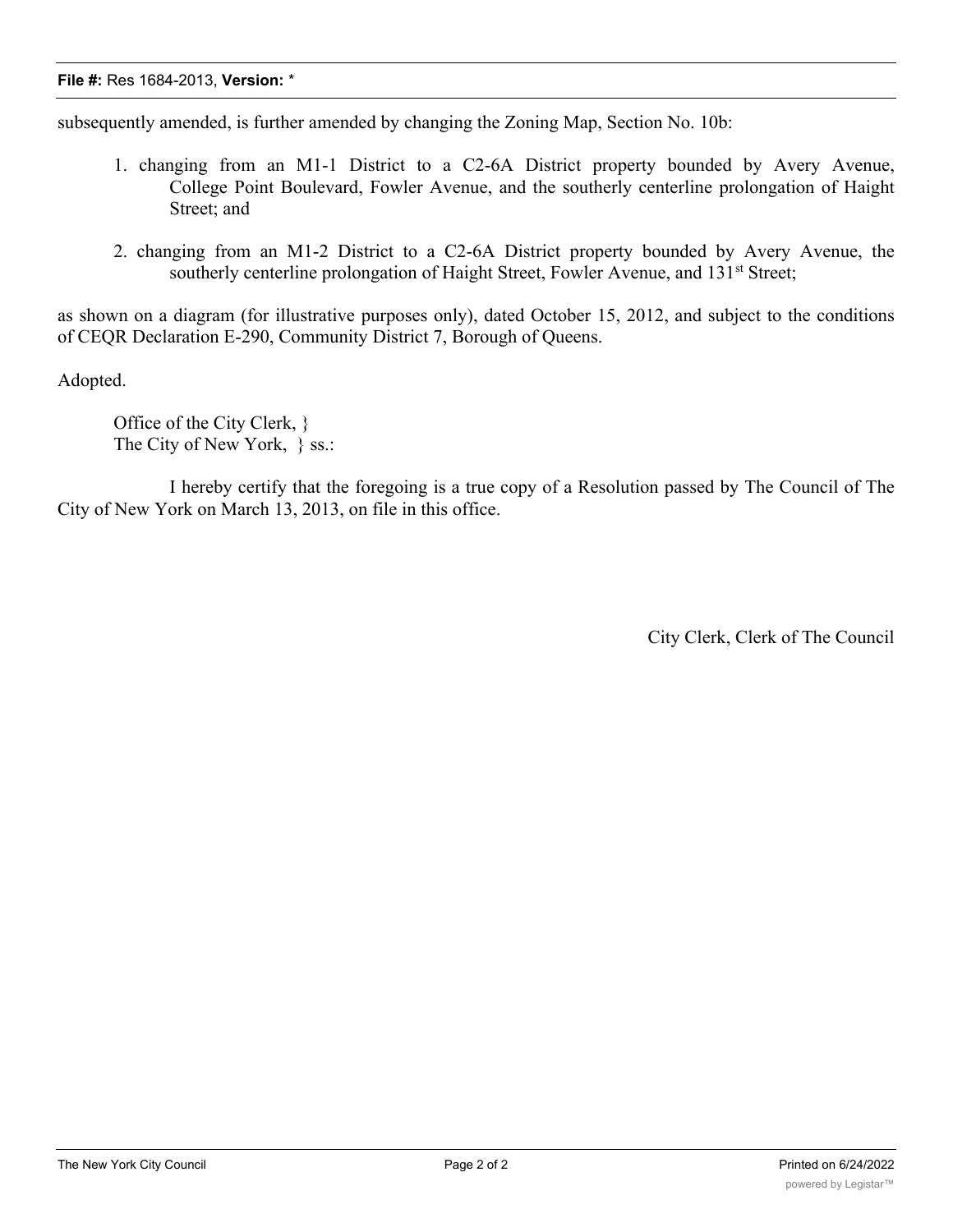subsequently amended, is further amended by changing the Zoning Map, Section No. 10b:

1. changing from an M1-1 District to a C2-6A District property bounded by Avery Avenue, College Point Boulevard, Fowler Avenue, and the southerly centerline prolongation of Haight Street; and

2. changing from an M1-2 District to a C2-6A District property bounded by Avery Avenue, the southerly centerline prolongation of Haight Street, Fowler Avenue, and 131st Street;

as shown on a diagram (for illustrative purposes only), dated October 15, 2012, and subject to the conditions of CEQR Declaration E-290, Community District 7, Borough of Queens.

Adopted.

Office of the City Clerk, }
The City of New York, } ss.:

I hereby certify that the foregoing is a true copy of a Resolution passed by The Council of The City of New York on March 13, 2013, on file in this office.

City Clerk, Clerk of The Council